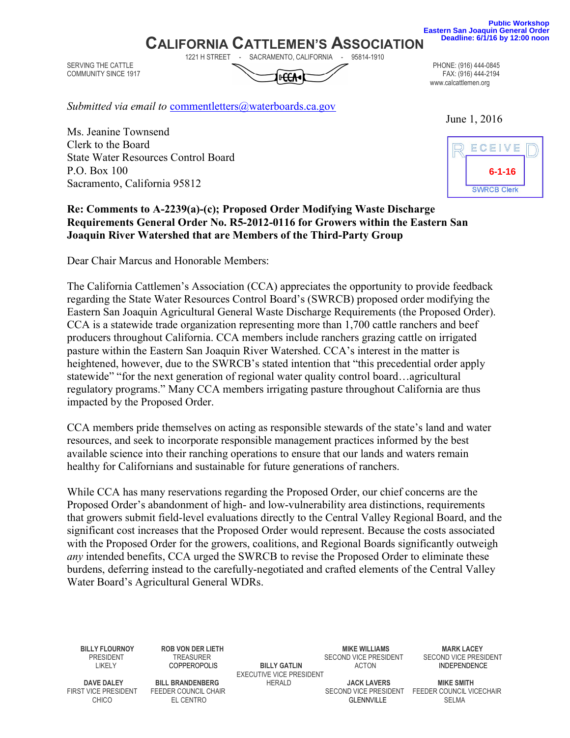Public Workshop
Eastern San Joaquin General Order
Deadline: 6/1/16 by 12:00 noon

# CALIFORNIA CATTLEMEN'S ASSOCIATION

1221 H STREET - SACRAMENTO, CALIFORNIA - 95814-1910

SERVING THE CATTLE COMMUNITY SINCE 1917

PHONE: (916) 444-0845
FAX: (916) 444-2194
www.calcattlemen.org

*Submitted via email to* commentletters@waterboards.ca.gov

June 1, 2016

RECEIVED
6-1-16
SWRCB Clerk

Ms. Jeanine Townsend
Clerk to the Board
State Water Resources Control Board
P.O. Box 100
Sacramento, California 95812

**Re: Comments to A-2239(a)-(c); Proposed Order Modifying Waste Discharge Requirements General Order No. R5-2012-0116 for Growers within the Eastern San Joaquin River Watershed that are Members of the Third-Party Group**

Dear Chair Marcus and Honorable Members:

The California Cattlemen's Association (CCA) appreciates the opportunity to provide feedback regarding the State Water Resources Control Board's (SWRCB) proposed order modifying the Eastern San Joaquin Agricultural General Waste Discharge Requirements (the Proposed Order). CCA is a statewide trade organization representing more than 1,700 cattle ranchers and beef producers throughout California. CCA members include ranchers grazing cattle on irrigated pasture within the Eastern San Joaquin River Watershed. CCA's interest in the matter is heightened, however, due to the SWRCB's stated intention that "this precedential order apply statewide" "for the next generation of regional water quality control board…agricultural regulatory programs." Many CCA members irrigating pasture throughout California are thus impacted by the Proposed Order.

CCA members pride themselves on acting as responsible stewards of the state's land and water resources, and seek to incorporate responsible management practices informed by the best available science into their ranching operations to ensure that our lands and waters remain healthy for Californians and sustainable for future generations of ranchers.

While CCA has many reservations regarding the Proposed Order, our chief concerns are the Proposed Order's abandonment of high- and low-vulnerability area distinctions, requirements that growers submit field-level evaluations directly to the Central Valley Regional Board, and the significant cost increases that the Proposed Order would represent. Because the costs associated with the Proposed Order for the growers, coalitions, and Regional Boards significantly outweigh *any* intended benefits, CCA urged the SWRCB to revise the Proposed Order to eliminate these burdens, deferring instead to the carefully-negotiated and crafted elements of the Central Valley Water Board's Agricultural General WDRs.

**BILLY FLOURNOY** PRESIDENT LIKELY
**DAVE DALEY** FIRST VICE PRESIDENT CHICO
**ROB VON DER LIETH** TREASURER COPPEROPOLIS
**BILL BRANDENBERG** FEEDER COUNCIL CHAIR EL CENTRO
**BILLY GATLIN** EXECUTIVE VICE PRESIDENT HERALD
**MIKE WILLIAMS** SECOND VICE PRESIDENT ACTON
**JACK LAVERS** SECOND VICE PRESIDENT GLENNVILLE
**MARK LACEY** SECOND VICE PRESIDENT INDEPENDENCE
**MIKE SMITH** FEEDER COUNCIL VICECHAIR SELMA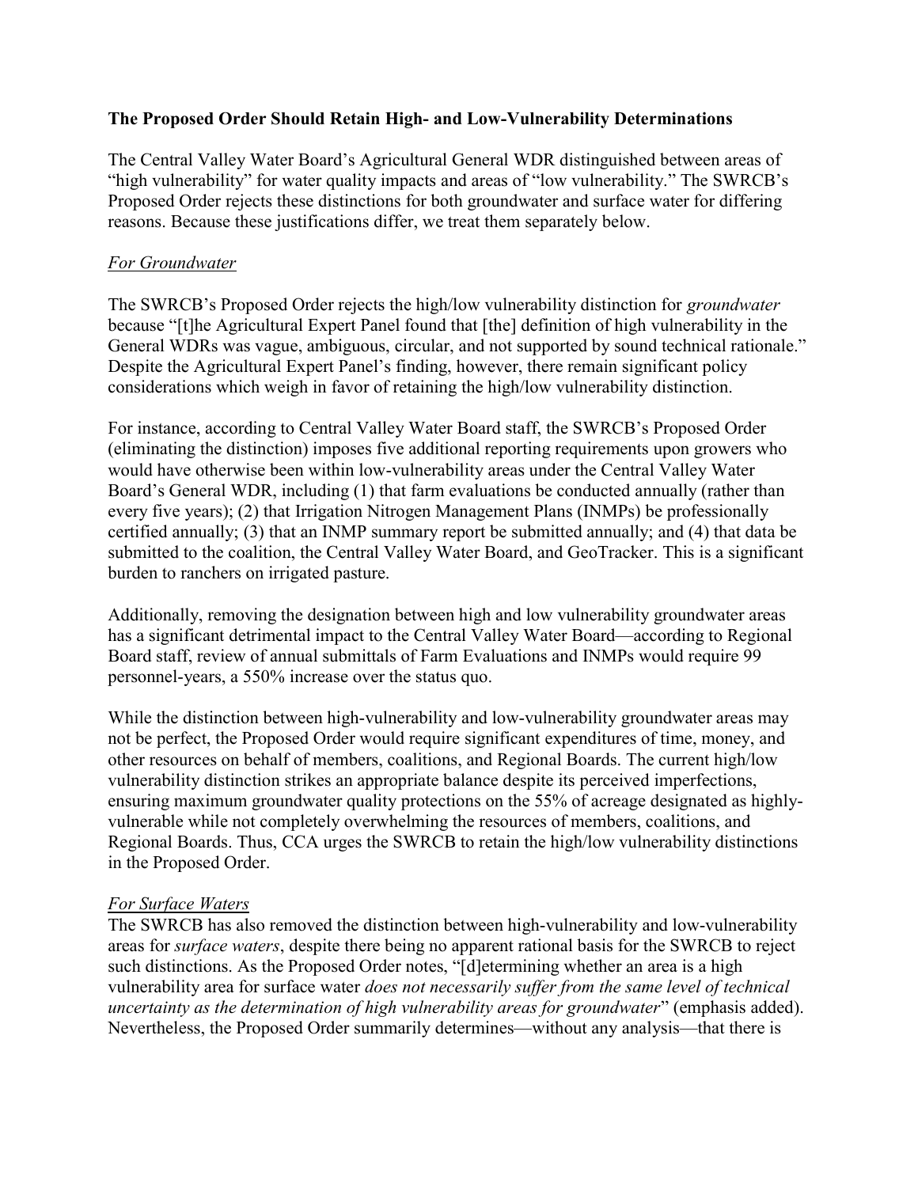**The Proposed Order Should Retain High- and Low-Vulnerability Determinations**

The Central Valley Water Board's Agricultural General WDR distinguished between areas of "high vulnerability" for water quality impacts and areas of "low vulnerability." The SWRCB's Proposed Order rejects these distinctions for both groundwater and surface water for differing reasons. Because these justifications differ, we treat them separately below.

*For Groundwater*

The SWRCB's Proposed Order rejects the high/low vulnerability distinction for *groundwater* because "[t]he Agricultural Expert Panel found that [the] definition of high vulnerability in the General WDRs was vague, ambiguous, circular, and not supported by sound technical rationale." Despite the Agricultural Expert Panel's finding, however, there remain significant policy considerations which weigh in favor of retaining the high/low vulnerability distinction.

For instance, according to Central Valley Water Board staff, the SWRCB's Proposed Order (eliminating the distinction) imposes five additional reporting requirements upon growers who would have otherwise been within low-vulnerability areas under the Central Valley Water Board's General WDR, including (1) that farm evaluations be conducted annually (rather than every five years); (2) that Irrigation Nitrogen Management Plans (INMPs) be professionally certified annually; (3) that an INMP summary report be submitted annually; and (4) that data be submitted to the coalition, the Central Valley Water Board, and GeoTracker. This is a significant burden to ranchers on irrigated pasture.

Additionally, removing the designation between high and low vulnerability groundwater areas has a significant detrimental impact to the Central Valley Water Board—according to Regional Board staff, review of annual submittals of Farm Evaluations and INMPs would require 99 personnel-years, a 550% increase over the status quo.

While the distinction between high-vulnerability and low-vulnerability groundwater areas may not be perfect, the Proposed Order would require significant expenditures of time, money, and other resources on behalf of members, coalitions, and Regional Boards. The current high/low vulnerability distinction strikes an appropriate balance despite its perceived imperfections, ensuring maximum groundwater quality protections on the 55% of acreage designated as highly-vulnerable while not completely overwhelming the resources of members, coalitions, and Regional Boards. Thus, CCA urges the SWRCB to retain the high/low vulnerability distinctions in the Proposed Order.

*For Surface Waters*

The SWRCB has also removed the distinction between high-vulnerability and low-vulnerability areas for *surface waters*, despite there being no apparent rational basis for the SWRCB to reject such distinctions. As the Proposed Order notes, "[d]etermining whether an area is a high vulnerability area for surface water *does not necessarily suffer from the same level of technical uncertainty as the determination of high vulnerability areas for groundwater*" (emphasis added). Nevertheless, the Proposed Order summarily determines—without any analysis—that there is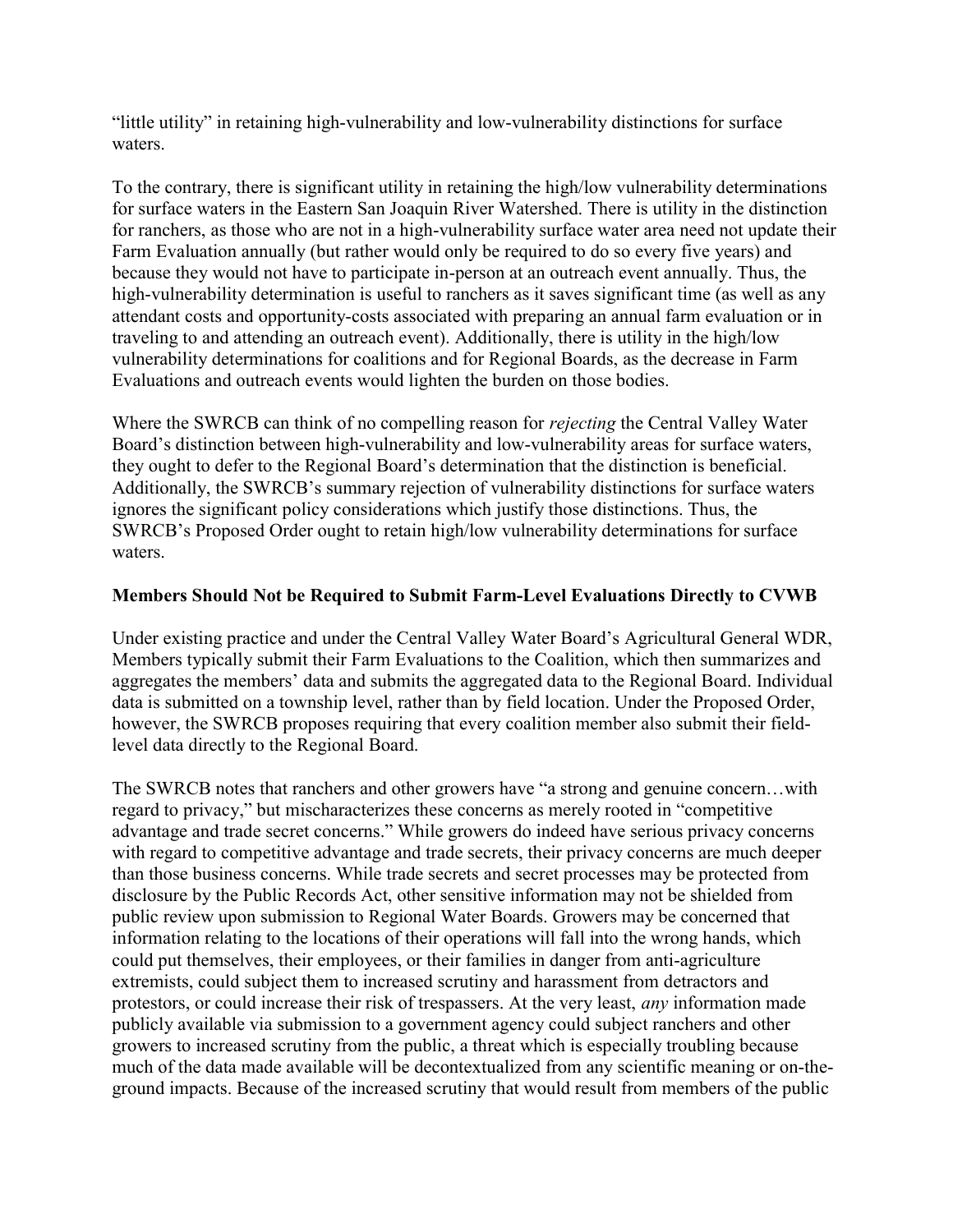"little utility" in retaining high-vulnerability and low-vulnerability distinctions for surface waters.

To the contrary, there is significant utility in retaining the high/low vulnerability determinations for surface waters in the Eastern San Joaquin River Watershed. There is utility in the distinction for ranchers, as those who are not in a high-vulnerability surface water area need not update their Farm Evaluation annually (but rather would only be required to do so every five years) and because they would not have to participate in-person at an outreach event annually. Thus, the high-vulnerability determination is useful to ranchers as it saves significant time (as well as any attendant costs and opportunity-costs associated with preparing an annual farm evaluation or in traveling to and attending an outreach event). Additionally, there is utility in the high/low vulnerability determinations for coalitions and for Regional Boards, as the decrease in Farm Evaluations and outreach events would lighten the burden on those bodies.

Where the SWRCB can think of no compelling reason for *rejecting* the Central Valley Water Board's distinction between high-vulnerability and low-vulnerability areas for surface waters, they ought to defer to the Regional Board's determination that the distinction is beneficial. Additionally, the SWRCB's summary rejection of vulnerability distinctions for surface waters ignores the significant policy considerations which justify those distinctions. Thus, the SWRCB's Proposed Order ought to retain high/low vulnerability determinations for surface waters.

**Members Should Not be Required to Submit Farm-Level Evaluations Directly to CVWB**

Under existing practice and under the Central Valley Water Board's Agricultural General WDR, Members typically submit their Farm Evaluations to the Coalition, which then summarizes and aggregates the members' data and submits the aggregated data to the Regional Board. Individual data is submitted on a township level, rather than by field location. Under the Proposed Order, however, the SWRCB proposes requiring that every coalition member also submit their field-level data directly to the Regional Board.

The SWRCB notes that ranchers and other growers have "a strong and genuine concern…with regard to privacy," but mischaracterizes these concerns as merely rooted in "competitive advantage and trade secret concerns." While growers do indeed have serious privacy concerns with regard to competitive advantage and trade secrets, their privacy concerns are much deeper than those business concerns. While trade secrets and secret processes may be protected from disclosure by the Public Records Act, other sensitive information may not be shielded from public review upon submission to Regional Water Boards. Growers may be concerned that information relating to the locations of their operations will fall into the wrong hands, which could put themselves, their employees, or their families in danger from anti-agriculture extremists, could subject them to increased scrutiny and harassment from detractors and protestors, or could increase their risk of trespassers. At the very least, *any* information made publicly available via submission to a government agency could subject ranchers and other growers to increased scrutiny from the public, a threat which is especially troubling because much of the data made available will be decontextualized from any scientific meaning or on-the-ground impacts. Because of the increased scrutiny that would result from members of the public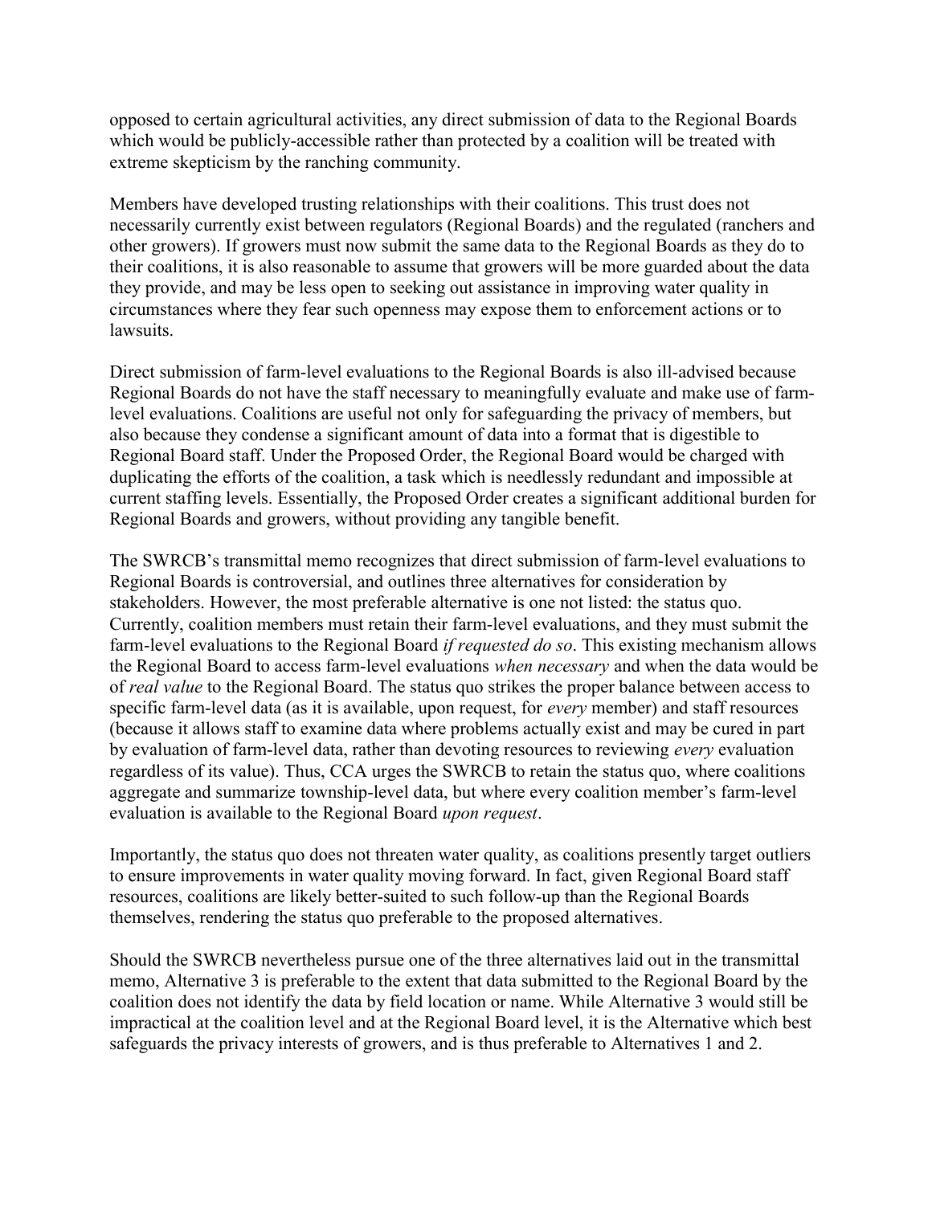opposed to certain agricultural activities, any direct submission of data to the Regional Boards which would be publicly-accessible rather than protected by a coalition will be treated with extreme skepticism by the ranching community.

Members have developed trusting relationships with their coalitions. This trust does not necessarily currently exist between regulators (Regional Boards) and the regulated (ranchers and other growers). If growers must now submit the same data to the Regional Boards as they do to their coalitions, it is also reasonable to assume that growers will be more guarded about the data they provide, and may be less open to seeking out assistance in improving water quality in circumstances where they fear such openness may expose them to enforcement actions or to lawsuits.

Direct submission of farm-level evaluations to the Regional Boards is also ill-advised because Regional Boards do not have the staff necessary to meaningfully evaluate and make use of farm-level evaluations. Coalitions are useful not only for safeguarding the privacy of members, but also because they condense a significant amount of data into a format that is digestible to Regional Board staff. Under the Proposed Order, the Regional Board would be charged with duplicating the efforts of the coalition, a task which is needlessly redundant and impossible at current staffing levels. Essentially, the Proposed Order creates a significant additional burden for Regional Boards and growers, without providing any tangible benefit.

The SWRCB's transmittal memo recognizes that direct submission of farm-level evaluations to Regional Boards is controversial, and outlines three alternatives for consideration by stakeholders. However, the most preferable alternative is one not listed: the status quo. Currently, coalition members must retain their farm-level evaluations, and they must submit the farm-level evaluations to the Regional Board *if requested do so*. This existing mechanism allows the Regional Board to access farm-level evaluations *when necessary* and when the data would be of *real value* to the Regional Board. The status quo strikes the proper balance between access to specific farm-level data (as it is available, upon request, for *every* member) and staff resources (because it allows staff to examine data where problems actually exist and may be cured in part by evaluation of farm-level data, rather than devoting resources to reviewing *every* evaluation regardless of its value). Thus, CCA urges the SWRCB to retain the status quo, where coalitions aggregate and summarize township-level data, but where every coalition member's farm-level evaluation is available to the Regional Board *upon request*.

Importantly, the status quo does not threaten water quality, as coalitions presently target outliers to ensure improvements in water quality moving forward. In fact, given Regional Board staff resources, coalitions are likely better-suited to such follow-up than the Regional Boards themselves, rendering the status quo preferable to the proposed alternatives.

Should the SWRCB nevertheless pursue one of the three alternatives laid out in the transmittal memo, Alternative 3 is preferable to the extent that data submitted to the Regional Board by the coalition does not identify the data by field location or name. While Alternative 3 would still be impractical at the coalition level and at the Regional Board level, it is the Alternative which best safeguards the privacy interests of growers, and is thus preferable to Alternatives 1 and 2.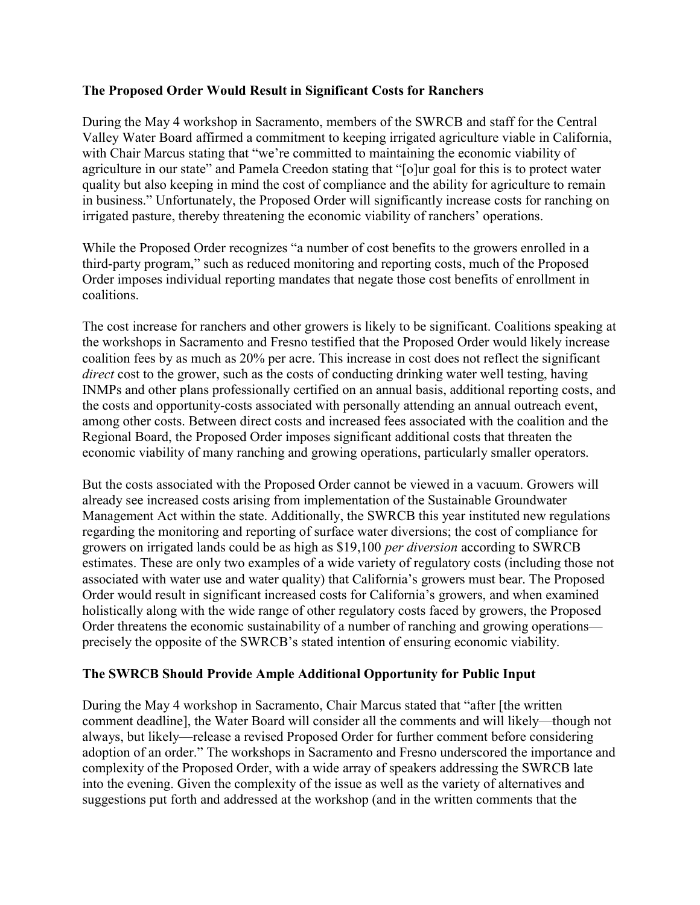**The Proposed Order Would Result in Significant Costs for Ranchers**

During the May 4 workshop in Sacramento, members of the SWRCB and staff for the Central Valley Water Board affirmed a commitment to keeping irrigated agriculture viable in California, with Chair Marcus stating that "we're committed to maintaining the economic viability of agriculture in our state" and Pamela Creedon stating that "[o]ur goal for this is to protect water quality but also keeping in mind the cost of compliance and the ability for agriculture to remain in business." Unfortunately, the Proposed Order will significantly increase costs for ranching on irrigated pasture, thereby threatening the economic viability of ranchers' operations.

While the Proposed Order recognizes "a number of cost benefits to the growers enrolled in a third-party program," such as reduced monitoring and reporting costs, much of the Proposed Order imposes individual reporting mandates that negate those cost benefits of enrollment in coalitions.

The cost increase for ranchers and other growers is likely to be significant. Coalitions speaking at the workshops in Sacramento and Fresno testified that the Proposed Order would likely increase coalition fees by as much as 20% per acre. This increase in cost does not reflect the significant *direct* cost to the grower, such as the costs of conducting drinking water well testing, having INMPs and other plans professionally certified on an annual basis, additional reporting costs, and the costs and opportunity-costs associated with personally attending an annual outreach event, among other costs. Between direct costs and increased fees associated with the coalition and the Regional Board, the Proposed Order imposes significant additional costs that threaten the economic viability of many ranching and growing operations, particularly smaller operators.

But the costs associated with the Proposed Order cannot be viewed in a vacuum. Growers will already see increased costs arising from implementation of the Sustainable Groundwater Management Act within the state. Additionally, the SWRCB this year instituted new regulations regarding the monitoring and reporting of surface water diversions; the cost of compliance for growers on irrigated lands could be as high as $19,100 *per diversion* according to SWRCB estimates. These are only two examples of a wide variety of regulatory costs (including those not associated with water use and water quality) that California's growers must bear. The Proposed Order would result in significant increased costs for California's growers, and when examined holistically along with the wide range of other regulatory costs faced by growers, the Proposed Order threatens the economic sustainability of a number of ranching and growing operations—precisely the opposite of the SWRCB's stated intention of ensuring economic viability.

**The SWRCB Should Provide Ample Additional Opportunity for Public Input**

During the May 4 workshop in Sacramento, Chair Marcus stated that "after [the written comment deadline], the Water Board will consider all the comments and will likely—though not always, but likely—release a revised Proposed Order for further comment before considering adoption of an order." The workshops in Sacramento and Fresno underscored the importance and complexity of the Proposed Order, with a wide array of speakers addressing the SWRCB late into the evening. Given the complexity of the issue as well as the variety of alternatives and suggestions put forth and addressed at the workshop (and in the written comments that the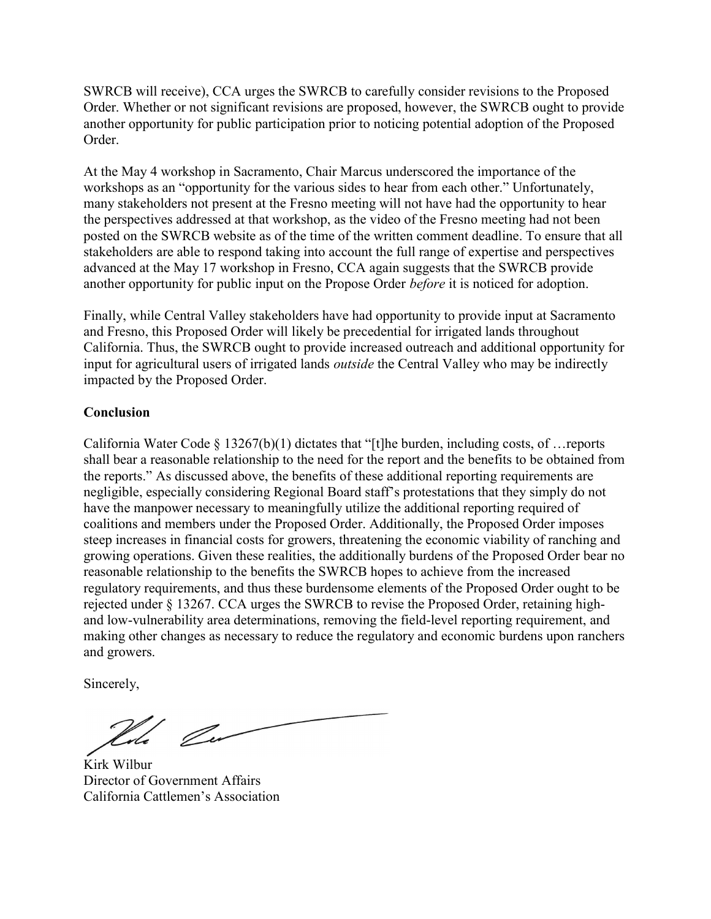SWRCB will receive), CCA urges the SWRCB to carefully consider revisions to the Proposed Order. Whether or not significant revisions are proposed, however, the SWRCB ought to provide another opportunity for public participation prior to noticing potential adoption of the Proposed Order.

At the May 4 workshop in Sacramento, Chair Marcus underscored the importance of the workshops as an "opportunity for the various sides to hear from each other." Unfortunately, many stakeholders not present at the Fresno meeting will not have had the opportunity to hear the perspectives addressed at that workshop, as the video of the Fresno meeting had not been posted on the SWRCB website as of the time of the written comment deadline. To ensure that all stakeholders are able to respond taking into account the full range of expertise and perspectives advanced at the May 17 workshop in Fresno, CCA again suggests that the SWRCB provide another opportunity for public input on the Propose Order *before* it is noticed for adoption.

Finally, while Central Valley stakeholders have had opportunity to provide input at Sacramento and Fresno, this Proposed Order will likely be precedential for irrigated lands throughout California. Thus, the SWRCB ought to provide increased outreach and additional opportunity for input for agricultural users of irrigated lands *outside* the Central Valley who may be indirectly impacted by the Proposed Order.

**Conclusion**

California Water Code § 13267(b)(1) dictates that "[t]he burden, including costs, of …reports shall bear a reasonable relationship to the need for the report and the benefits to be obtained from the reports." As discussed above, the benefits of these additional reporting requirements are negligible, especially considering Regional Board staff's protestations that they simply do not have the manpower necessary to meaningfully utilize the additional reporting required of coalitions and members under the Proposed Order. Additionally, the Proposed Order imposes steep increases in financial costs for growers, threatening the economic viability of ranching and growing operations. Given these realities, the additionally burdens of the Proposed Order bear no reasonable relationship to the benefits the SWRCB hopes to achieve from the increased regulatory requirements, and thus these burdensome elements of the Proposed Order ought to be rejected under § 13267. CCA urges the SWRCB to revise the Proposed Order, retaining high- and low-vulnerability area determinations, removing the field-level reporting requirement, and making other changes as necessary to reduce the regulatory and economic burdens upon ranchers and growers.

Sincerely,

Kirk Wilbur
Director of Government Affairs
California Cattlemen's Association